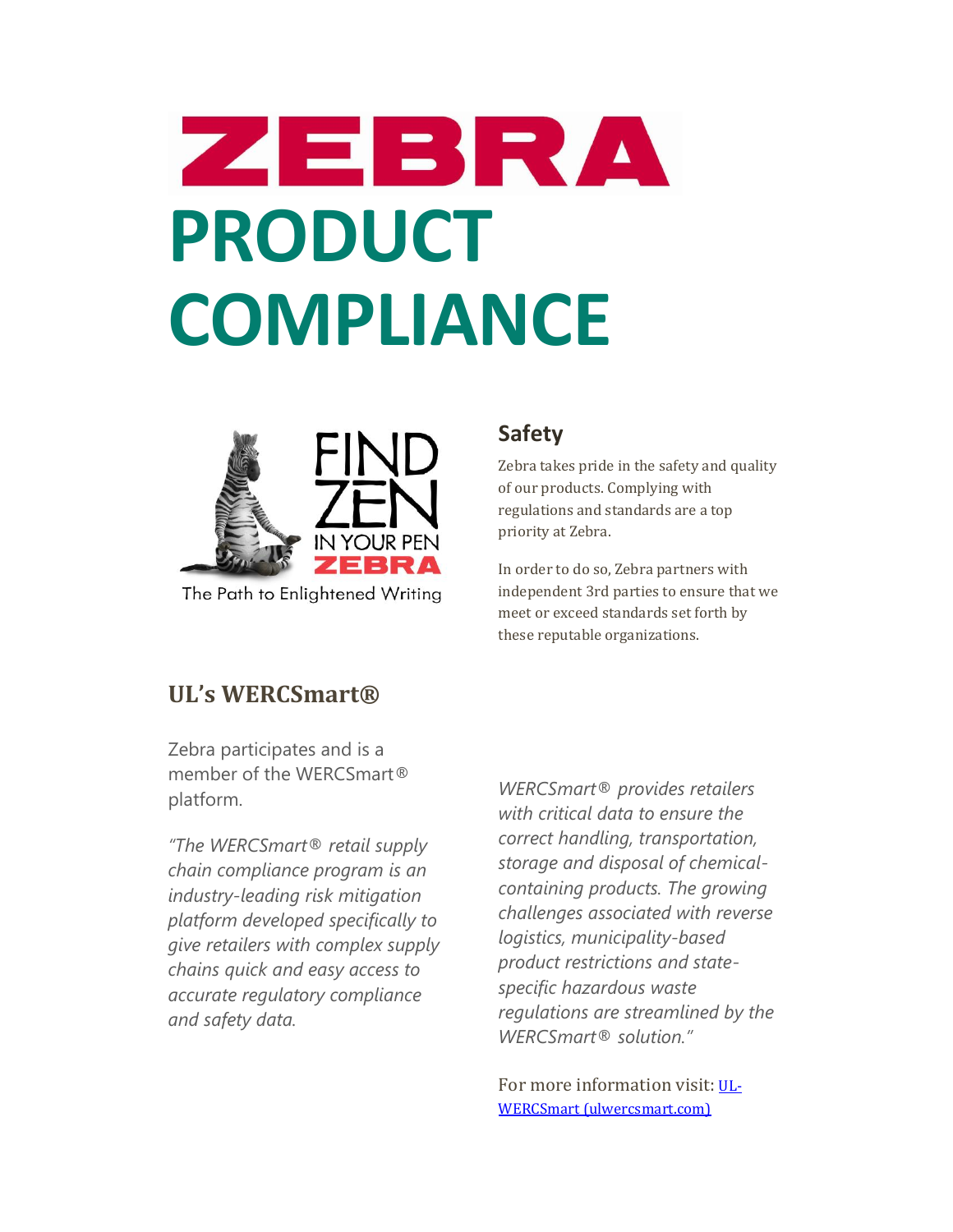# ZEBRA PRODUCT COMPLIANCE

FIND ZEN IN YOUR PEN ZEBRA

The Path to Enlightened Writing

## Safety

Zebra takes pride in the safety and quality of our products. Complying with regulations and standards are a top priority at Zebra.

In order to do so, Zebra partners with independent 3rd parties to ensure that we meet or exceed standards set forth by these reputable organizations.

## UL's WERCSmart®

Zebra participates and is a member of the WERCSmart® platform.

*"The WERCSmart® retail supply chain compliance program is an industry-leading risk mitigation platform developed specifically to give retailers with complex supply chains quick and easy access to accurate regulatory compliance and safety data.*

*WERCSmart® provides retailers with critical data to ensure the correct handling, transportation, storage and disposal of chemical-containing products. The growing challenges associated with reverse logistics, municipality-based product restrictions and state-specific hazardous waste regulations are streamlined by the WERCSmart® solution."*

For more information visit: UL-WERCSmart (ulwercsmart.com)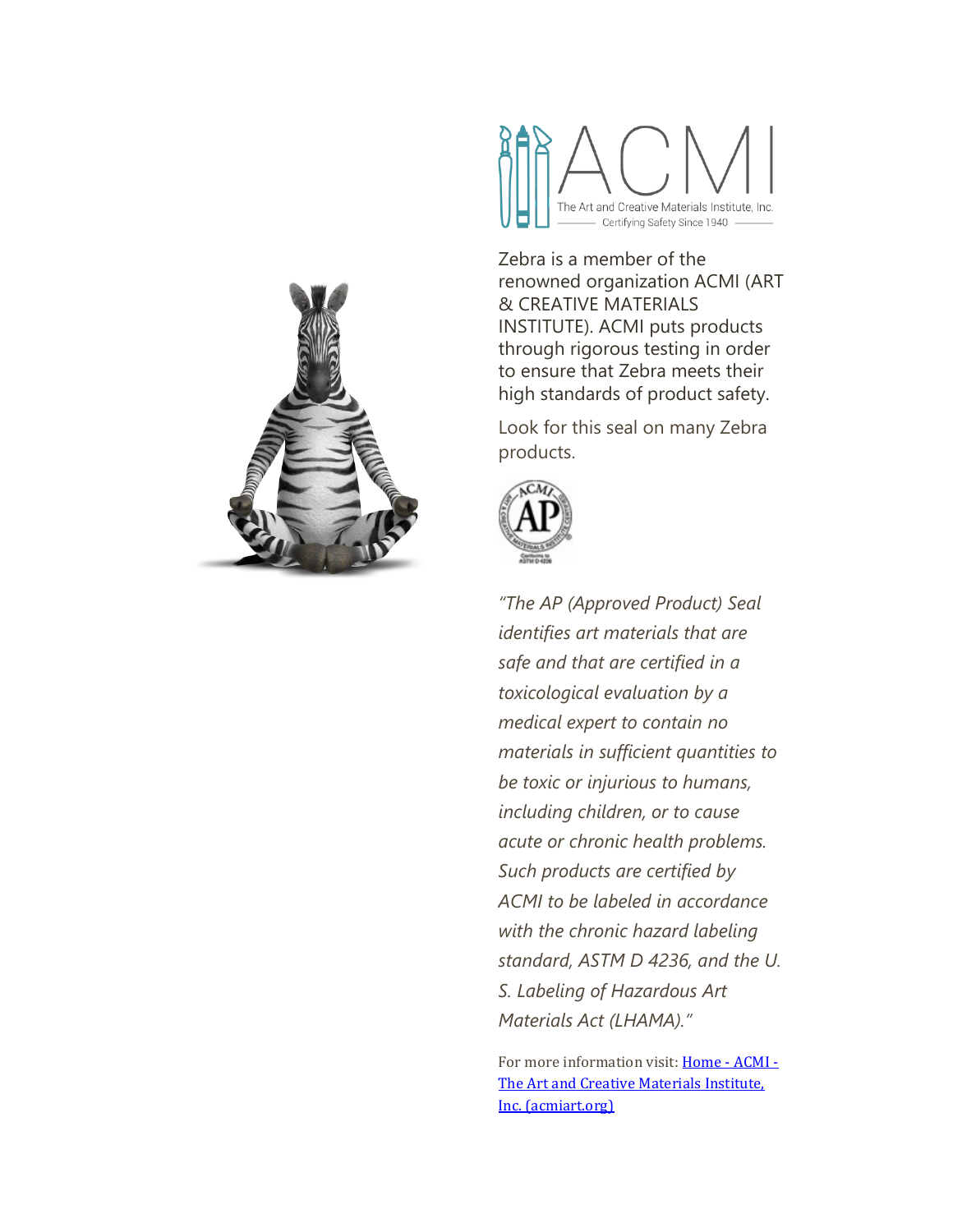ACMI

The Art and Creative Materials Institute, Inc.

Certifying Safety Since 1940

Zebra is a member of the renowned organization ACMI (ART & CREATIVE MATERIALS INSTITUTE). ACMI puts products through rigorous testing in order to ensure that Zebra meets their high standards of product safety.

Look for this seal on many Zebra products.

*"The AP (Approved Product) Seal identifies art materials that are safe and that are certified in a toxicological evaluation by a medical expert to contain no materials in sufficient quantities to be toxic or injurious to humans, including children, or to cause acute or chronic health problems. Such products are certified by ACMI to be labeled in accordance with the chronic hazard labeling standard, ASTM D 4236, and the U. S. Labeling of Hazardous Art Materials Act (LHAMA)."*

For more information visit: [Home - ACMI - The Art and Creative Materials Institute, Inc. (acmiart.org)](https://acmiart.org)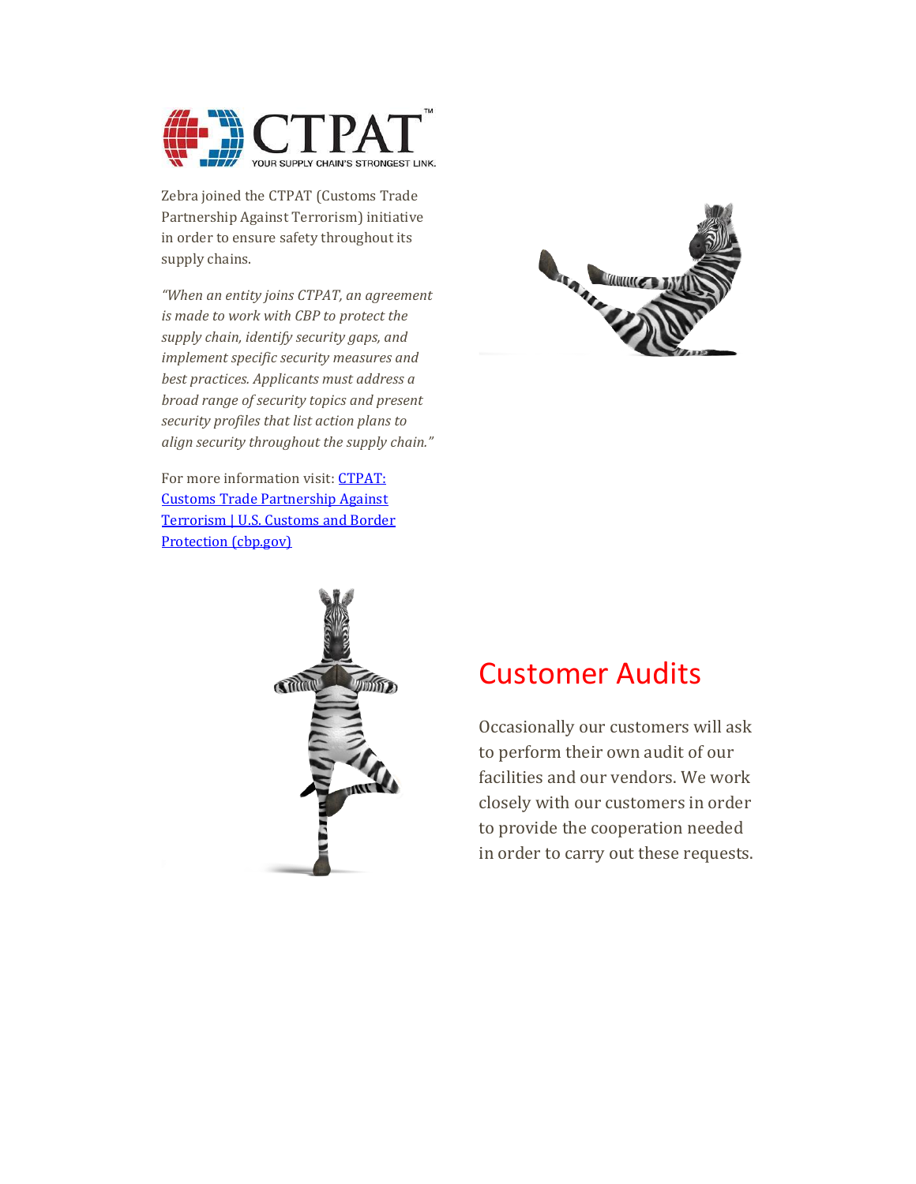Zebra joined the CTPAT (Customs Trade Partnership Against Terrorism) initiative in order to ensure safety throughout its supply chains.

*"When an entity joins CTPAT, an agreement is made to work with CBP to protect the supply chain, identify security gaps, and implement specific security measures and best practices. Applicants must address a broad range of security topics and present security profiles that list action plans to align security throughout the supply chain."*

For more information visit: [CTPAT: Customs Trade Partnership Against Terrorism | U.S. Customs and Border Protection (cbp.gov)]

## Customer Audits

Occasionally our customers will ask to perform their own audit of our facilities and our vendors. We work closely with our customers in order to provide the cooperation needed in order to carry out these requests.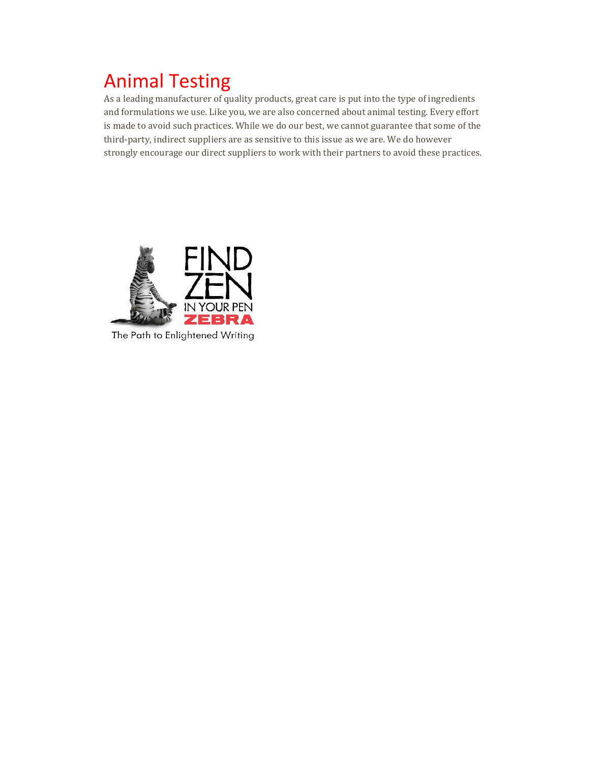# Animal Testing

As a leading manufacturer of quality products, great care is put into the type of ingredients and formulations we use. Like you, we are also concerned about animal testing. Every effort is made to avoid such practices. While we do our best, we cannot guarantee that some of the third-party, indirect suppliers are as sensitive to this issue as we are. We do however strongly encourage our direct suppliers to work with their partners to avoid these practices.

FIND ZEN IN YOUR PEN

ZEBRA

The Path to Enlightened Writing